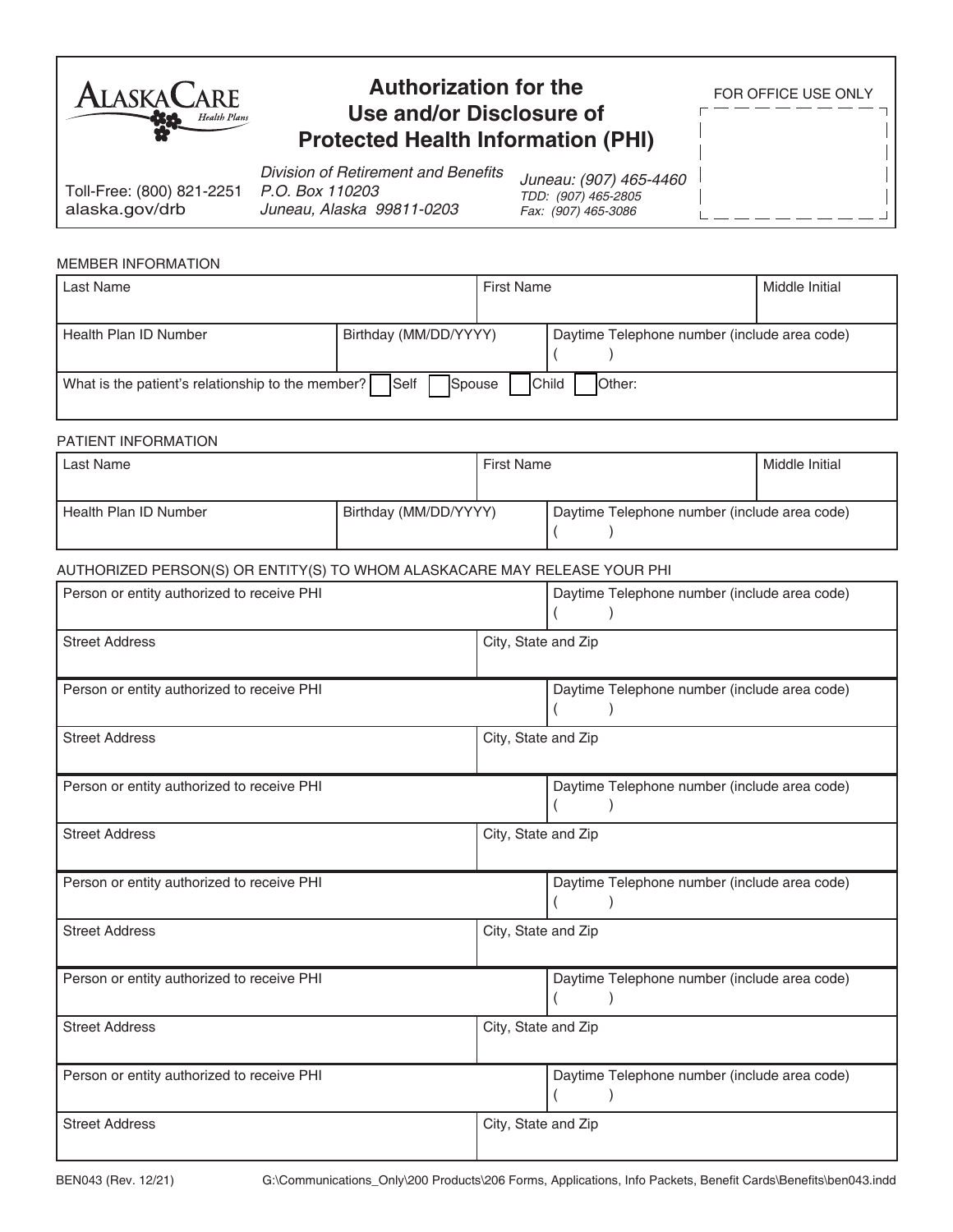AlaskaCare Health Plans

# Authorization for the Use and/or Disclosure of Protected Health Information (PHI)

FOR OFFICE USE ONLY

Toll-Free: (800) 821-2251
alaska.gov/drb

*Division of Retirement and Benefits*
*P.O. Box 110203*
*Juneau, Alaska 99811-0203*

*Juneau: (907) 465-4460*
*TDD: (907) 465-2805*
*Fax: (907) 465-3086*

MEMBER INFORMATION

| Last Name | | First Name | Middle Initial |
|---|---|---|---|
| Health Plan ID Number | Birthday (MM/DD/YYYY) | Daytime Telephone number (include area code) ( ) | |
| What is the patient's relationship to the member? ☐ Self ☐ Spouse ☐ Child ☐ Other: | | | |

PATIENT INFORMATION

| Last Name | | First Name | Middle Initial |
|---|---|---|---|
| Health Plan ID Number | Birthday (MM/DD/YYYY) | Daytime Telephone number (include area code) ( ) | |

AUTHORIZED PERSON(S) OR ENTITY(S) TO WHOM ALASKACARE MAY RELEASE YOUR PHI

| Person or entity authorized to receive PHI | Daytime Telephone number (include area code) ( ) |
|---|---|
| Street Address | City, State and Zip |
| Person or entity authorized to receive PHI | Daytime Telephone number (include area code) ( ) |
| Street Address | City, State and Zip |
| Person or entity authorized to receive PHI | Daytime Telephone number (include area code) ( ) |
| Street Address | City, State and Zip |
| Person or entity authorized to receive PHI | Daytime Telephone number (include area code) ( ) |
| Street Address | City, State and Zip |
| Person or entity authorized to receive PHI | Daytime Telephone number (include area code) ( ) |
| Street Address | City, State and Zip |
| Person or entity authorized to receive PHI | Daytime Telephone number (include area code) ( ) |
| Street Address | City, State and Zip |

BEN043 (Rev. 12/21) G:\Communications_Only\200 Products\206 Forms, Applications, Info Packets, Benefit Cards\Benefits\ben043.indd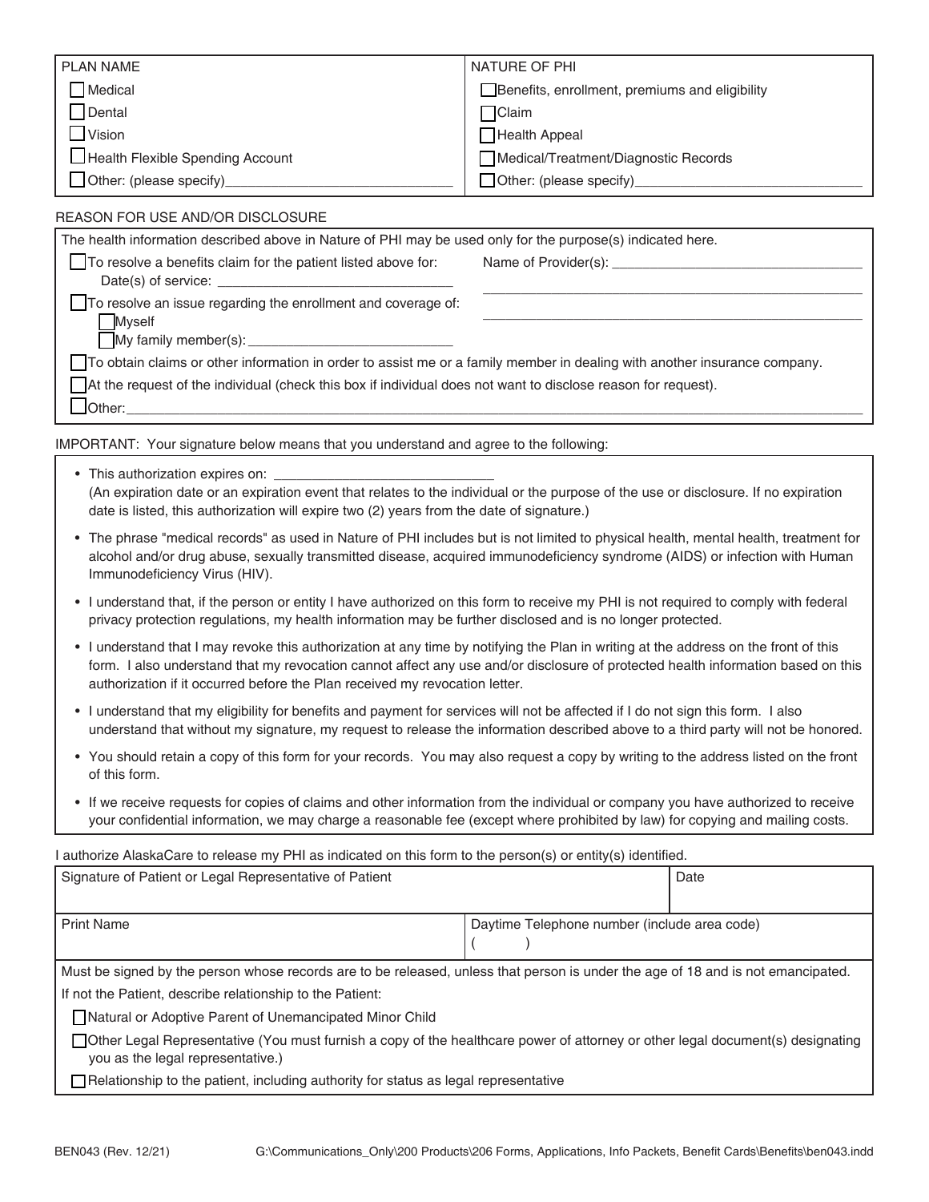| PLAN NAME | NATURE OF PHI |
|---|---|
| ☐ Medical | ☐ Benefits, enrollment, premiums and eligibility |
| ☐ Dental | ☐ Claim |
| ☐ Vision | ☐ Health Appeal |
| ☐ Health Flexible Spending Account | ☐ Medical/Treatment/Diagnostic Records |
| ☐ Other: (please specify)______________________________ | ☐ Other: (please specify)______________________________ |

REASON FOR USE AND/OR DISCLOSURE

The health information described above in Nature of PHI may be used only for the purpose(s) indicated here.

☐ To resolve a benefits claim for the patient listed above for:
Date(s) of service: ________________________________

Name of Provider(s): __________________________________
______________________________________________________
______________________________________________________

☐ To resolve an issue regarding the enrollment and coverage of:
- ☐ Myself
- ☐ My family member(s): ___________________________

☐ To obtain claims or other information in order to assist me or a family member in dealing with another insurance company.

☐ At the request of the individual (check this box if individual does not want to disclose reason for request).

☐ Other:_______________________________________________________________________________________________

IMPORTANT: Your signature below means that you understand and agree to the following:

- This authorization expires on: ______________________________
(An expiration date or an expiration event that relates to the individual or the purpose of the use or disclosure. If no expiration date is listed, this authorization will expire two (2) years from the date of signature.)
- The phrase "medical records" as used in Nature of PHI includes but is not limited to physical health, mental health, treatment for alcohol and/or drug abuse, sexually transmitted disease, acquired immunodeficiency syndrome (AIDS) or infection with Human Immunodeficiency Virus (HIV).
- I understand that, if the person or entity I have authorized on this form to receive my PHI is not required to comply with federal privacy protection regulations, my health information may be further disclosed and is no longer protected.
- I understand that I may revoke this authorization at any time by notifying the Plan in writing at the address on the front of this form. I also understand that my revocation cannot affect any use and/or disclosure of protected health information based on this authorization if it occurred before the Plan received my revocation letter.
- I understand that my eligibility for benefits and payment for services will not be affected if I do not sign this form. I also understand that without my signature, my request to release the information described above to a third party will not be honored.
- You should retain a copy of this form for your records. You may also request a copy by writing to the address listed on the front of this form.
- If we receive requests for copies of claims and other information from the individual or company you have authorized to receive your confidential information, we may charge a reasonable fee (except where prohibited by law) for copying and mailing costs.

I authorize AlaskaCare to release my PHI as indicated on this form to the person(s) or entity(s) identified.

| | | |
|---|---|---|
| Signature of Patient or Legal Representative of Patient | | Date |
| Print Name | Daytime Telephone number (include area code)<br>(      ) | |

Must be signed by the person whose records are to be released, unless that person is under the age of 18 and is not emancipated.

If not the Patient, describe relationship to the Patient:

☐ Natural or Adoptive Parent of Unemancipated Minor Child

☐ Other Legal Representative (You must furnish a copy of the healthcare power of attorney or other legal document(s) designating you as the legal representative.)

☐ Relationship to the patient, including authority for status as legal representative

BEN043 (Rev. 12/21) G:\Communications_Only\200 Products\206 Forms, Applications, Info Packets, Benefit Cards\Benefits\ben043.indd